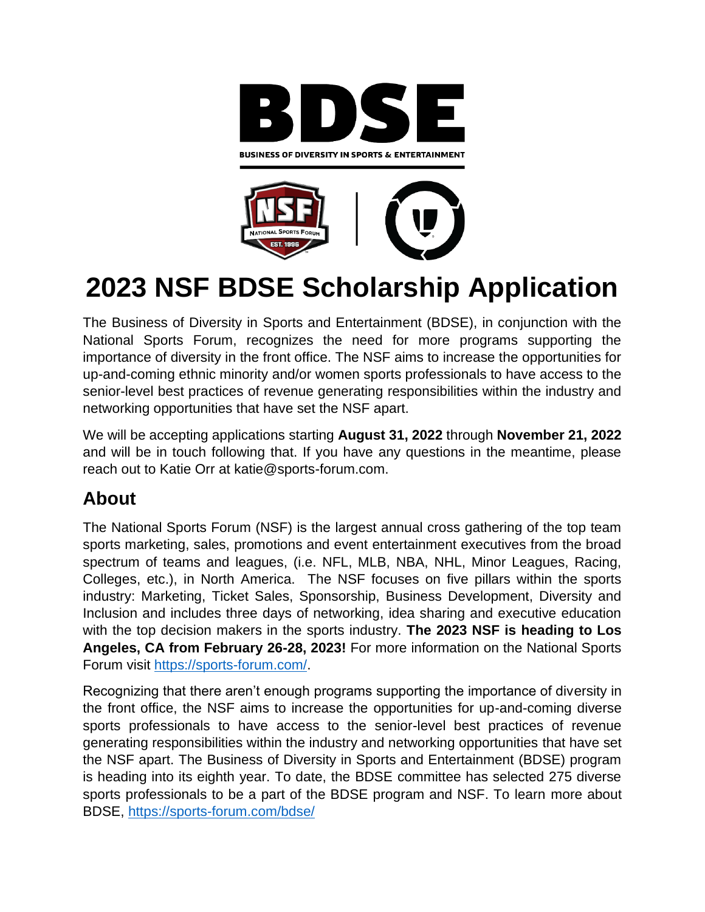# 2023 NSF BDSE Scholarship Application

The Business of Diversity in Sports and Entertainment (BDSE), in conjunction with the National Sports Forum, recognizes the need for more programs supporting the importance of diversity in the front office. The NSF aims to increase the opportunities for up-and-coming ethnic minority and/or women sports professionals to have access to the senior-level best practices of revenue generating responsibilities within the industry and networking opportunities that have set the NSF apart.

We will be accepting applications starting **August 31, 2022** through **November 21, 2022** and will be in touch following that. If you have any questions in the meantime, please reach out to Katie Orr at katie@sports-forum.com.

## About

The National Sports Forum (NSF) is the largest annual cross gathering of the top team sports marketing, sales, promotions and event entertainment executives from the broad spectrum of teams and leagues, (i.e. NFL, MLB, NBA, NHL, Minor Leagues, Racing, Colleges, etc.), in North America. The NSF focuses on five pillars within the sports industry: Marketing, Ticket Sales, Sponsorship, Business Development, Diversity and Inclusion and includes three days of networking, idea sharing and executive education with the top decision makers in the sports industry. **The 2023 NSF is heading to Los Angeles, CA from February 26-28, 2023!** For more information on the National Sports Forum visit [https://sports-forum.com/](https://sports-forum.com/).

Recognizing that there aren't enough programs supporting the importance of diversity in the front office, the NSF aims to increase the opportunities for up-and-coming diverse sports professionals to have access to the senior-level best practices of revenue generating responsibilities within the industry and networking opportunities that have set the NSF apart. The Business of Diversity in Sports and Entertainment (BDSE) program is heading into its eighth year. To date, the BDSE committee has selected 275 diverse sports professionals to be a part of the BDSE program and NSF. To learn more about BDSE, [https://sports-forum.com/bdse/](https://sports-forum.com/bdse/)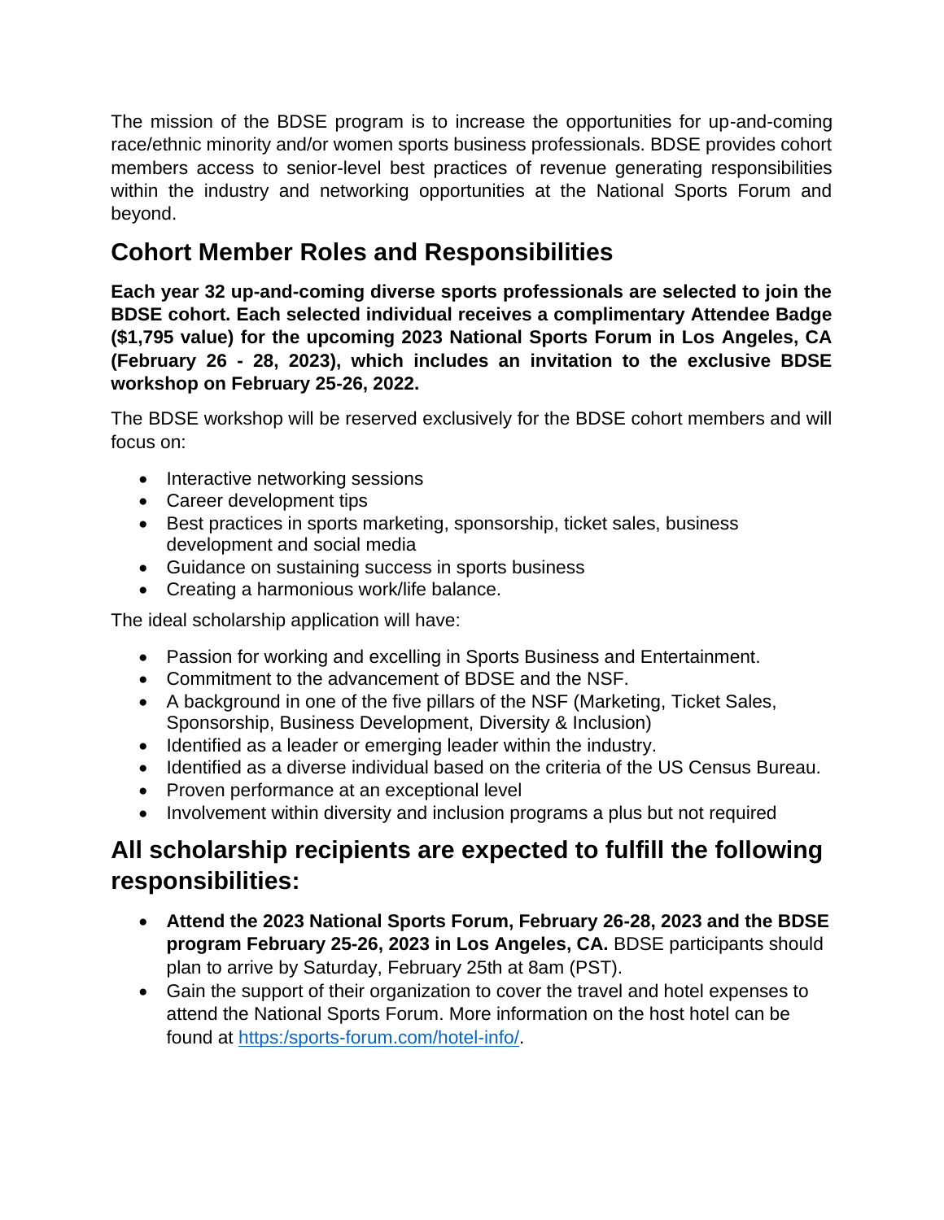The mission of the BDSE program is to increase the opportunities for up-and-coming race/ethnic minority and/or women sports business professionals. BDSE provides cohort members access to senior-level best practices of revenue generating responsibilities within the industry and networking opportunities at the National Sports Forum and beyond.

## Cohort Member Roles and Responsibilities

**Each year 32 up-and-coming diverse sports professionals are selected to join the BDSE cohort. Each selected individual receives a complimentary Attendee Badge ($1,795 value) for the upcoming 2023 National Sports Forum in Los Angeles, CA (February 26 - 28, 2023), which includes an invitation to the exclusive BDSE workshop on February 25-26, 2022.**

The BDSE workshop will be reserved exclusively for the BDSE cohort members and will focus on:

- Interactive networking sessions
- Career development tips
- Best practices in sports marketing, sponsorship, ticket sales, business development and social media
- Guidance on sustaining success in sports business
- Creating a harmonious work/life balance.

The ideal scholarship application will have:

- Passion for working and excelling in Sports Business and Entertainment.
- Commitment to the advancement of BDSE and the NSF.
- A background in one of the five pillars of the NSF (Marketing, Ticket Sales, Sponsorship, Business Development, Diversity & Inclusion)
- Identified as a leader or emerging leader within the industry.
- Identified as a diverse individual based on the criteria of the US Census Bureau.
- Proven performance at an exceptional level
- Involvement within diversity and inclusion programs a plus but not required

## All scholarship recipients are expected to fulfill the following responsibilities:

- **Attend the 2023 National Sports Forum, February 26-28, 2023 and the BDSE program February 25-26, 2023 in Los Angeles, CA.** BDSE participants should plan to arrive by Saturday, February 25th at 8am (PST).
- Gain the support of their organization to cover the travel and hotel expenses to attend the National Sports Forum. More information on the host hotel can be found at [https:/sports-forum.com/hotel-info/](https:/sports-forum.com/hotel-info/).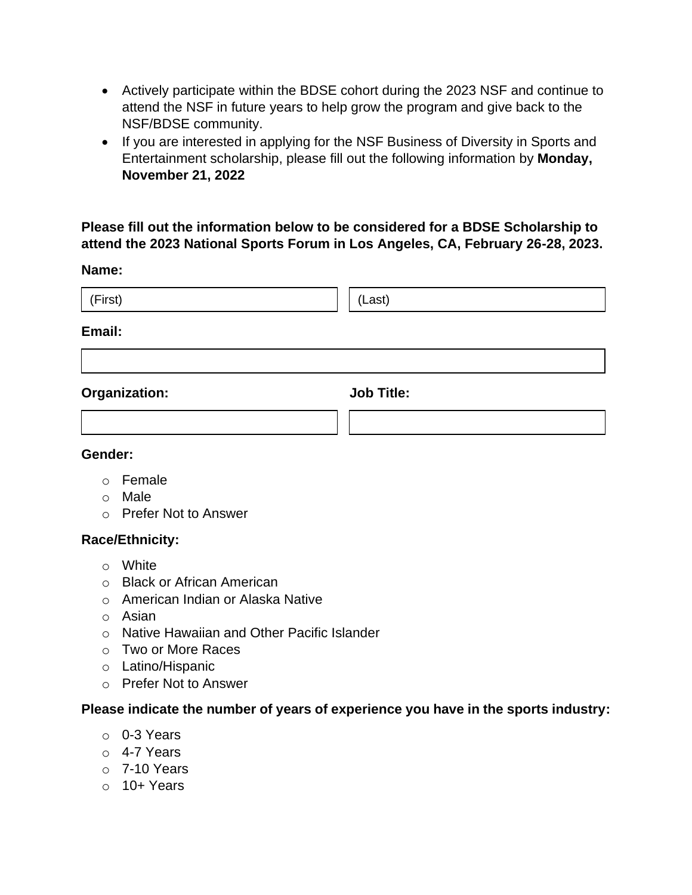- Actively participate within the BDSE cohort during the 2023 NSF and continue to attend the NSF in future years to help grow the program and give back to the NSF/BDSE community.
- If you are interested in applying for the NSF Business of Diversity in Sports and Entertainment scholarship, please fill out the following information by **Monday, November 21, 2022**

**Please fill out the information below to be considered for a BDSE Scholarship to attend the 2023 National Sports Forum in Los Angeles, CA, February 26-28, 2023.**

**Name:**

(First) (Last)

**Email:**

**Organization:**

**Job Title:**

**Gender:**

- Female
- Male
- Prefer Not to Answer

**Race/Ethnicity:**

- White
- Black or African American
- American Indian or Alaska Native
- Asian
- Native Hawaiian and Other Pacific Islander
- Two or More Races
- Latino/Hispanic
- Prefer Not to Answer

**Please indicate the number of years of experience you have in the sports industry:**

- 0-3 Years
- 4-7 Years
- 7-10 Years
- 10+ Years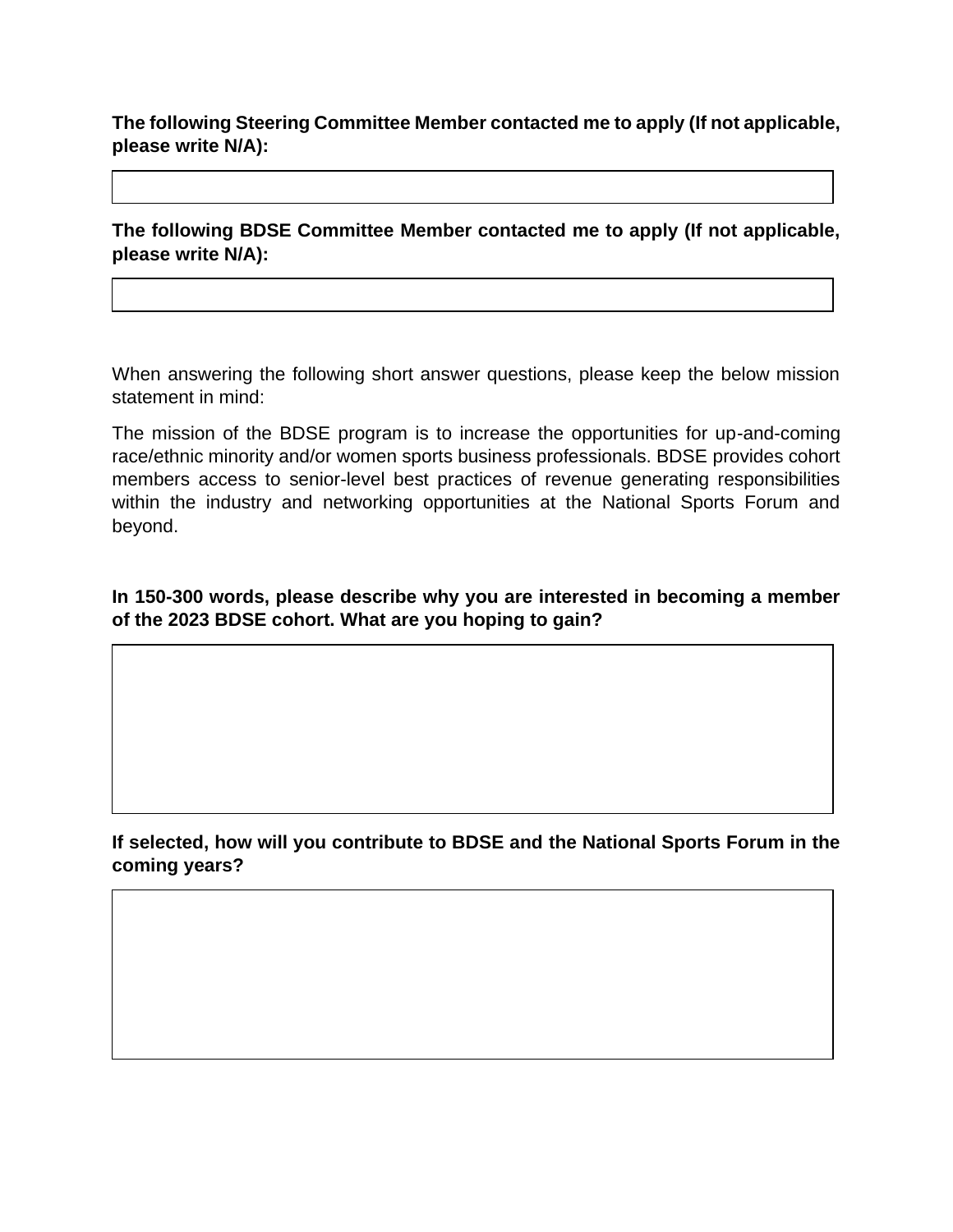**The following Steering Committee Member contacted me to apply (If not applicable, please write N/A):**

| |
|---|
| |

**The following BDSE Committee Member contacted me to apply (If not applicable, please write N/A):**

| |
|---|
| |

When answering the following short answer questions, please keep the below mission statement in mind:

The mission of the BDSE program is to increase the opportunities for up-and-coming race/ethnic minority and/or women sports business professionals. BDSE provides cohort members access to senior-level best practices of revenue generating responsibilities within the industry and networking opportunities at the National Sports Forum and beyond.

**In 150-300 words, please describe why you are interested in becoming a member of the 2023 BDSE cohort. What are you hoping to gain?**

| |
|---|
| |

**If selected, how will you contribute to BDSE and the National Sports Forum in the coming years?**

| |
|---|
| |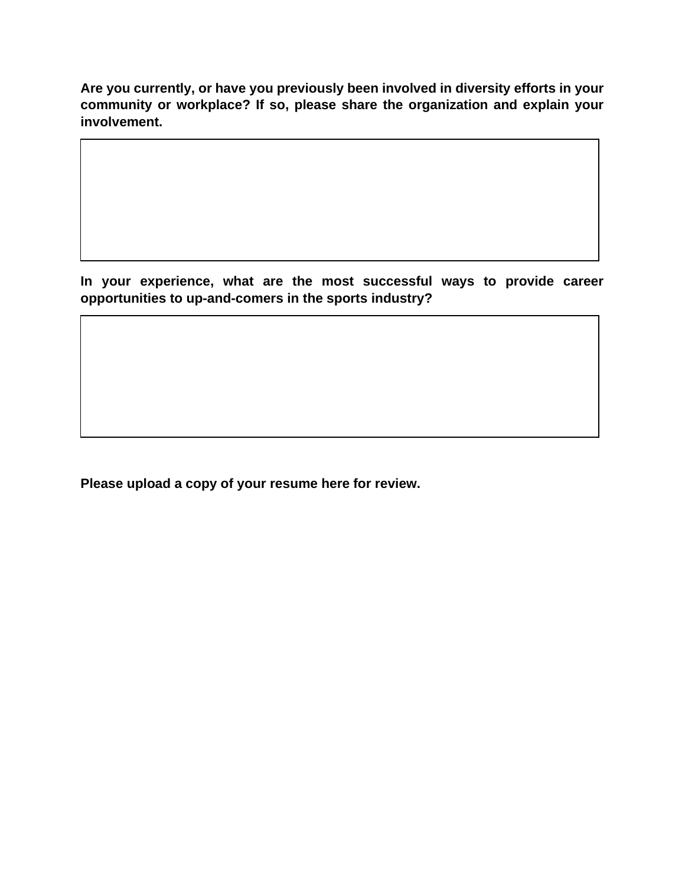**Are you currently, or have you previously been involved in diversity efforts in your community or workplace? If so, please share the organization and explain your involvement.**

| |
|---|
| |

**In your experience, what are the most successful ways to provide career opportunities to up-and-comers in the sports industry?**

| |
|---|
| |

**Please upload a copy of your resume here for review.**